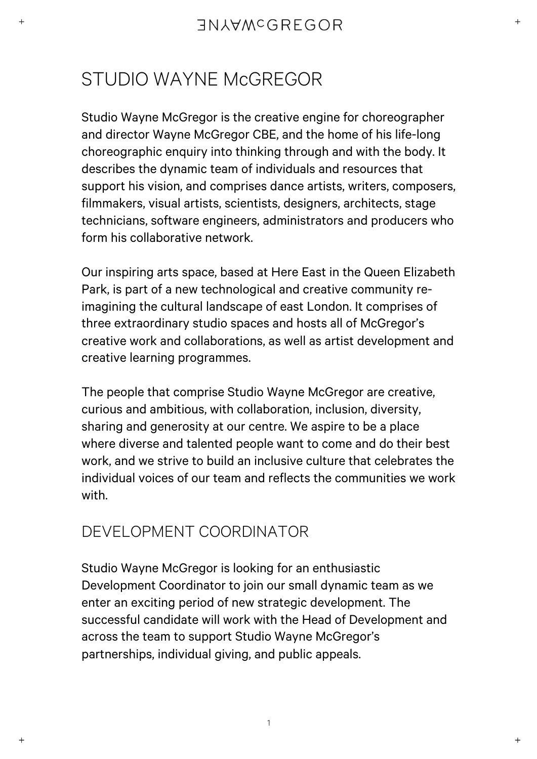# STUDIO WAYNE McGREGOR

Studio Wayne McGregor is the creative engine for choreographer and director Wayne McGregor CBE, and the home of his life-long choreographic enquiry into thinking through and with the body. It describes the dynamic team of individuals and resources that support his vision, and comprises dance artists, writers, composers, filmmakers, visual artists, scientists, designers, architects, stage technicians, software engineers, administrators and producers who form his collaborative network.

Our inspiring arts space, based at Here East in the Queen Elizabeth Park, is part of a new technological and creative community re-imagining the cultural landscape of east London. It comprises of three extraordinary studio spaces and hosts all of McGregor's creative work and collaborations, as well as artist development and creative learning programmes.

The people that comprise Studio Wayne McGregor are creative, curious and ambitious, with collaboration, inclusion, diversity, sharing and generosity at our centre. We aspire to be a place where diverse and talented people want to come and do their best work, and we strive to build an inclusive culture that celebrates the individual voices of our team and reflects the communities we work with.

## DEVELOPMENT COORDINATOR

Studio Wayne McGregor is looking for an enthusiastic Development Coordinator to join our small dynamic team as we enter an exciting period of new strategic development. The successful candidate will work with the Head of Development and across the team to support Studio Wayne McGregor's partnerships, individual giving, and public appeals.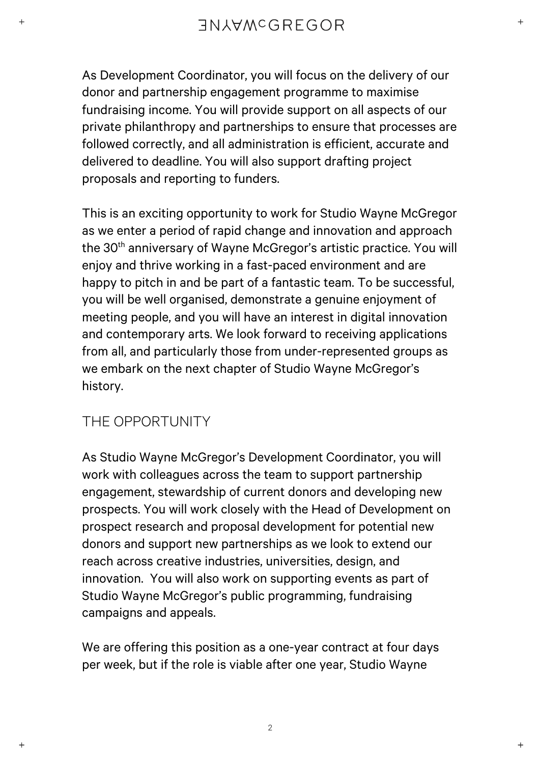As Development Coordinator, you will focus on the delivery of our donor and partnership engagement programme to maximise fundraising income. You will provide support on all aspects of our private philanthropy and partnerships to ensure that processes are followed correctly, and all administration is efficient, accurate and delivered to deadline. You will also support drafting project proposals and reporting to funders.

This is an exciting opportunity to work for Studio Wayne McGregor as we enter a period of rapid change and innovation and approach the 30th anniversary of Wayne McGregor's artistic practice. You will enjoy and thrive working in a fast-paced environment and are happy to pitch in and be part of a fantastic team. To be successful, you will be well organised, demonstrate a genuine enjoyment of meeting people, and you will have an interest in digital innovation and contemporary arts. We look forward to receiving applications from all, and particularly those from under-represented groups as we embark on the next chapter of Studio Wayne McGregor's history.

## THE OPPORTUNITY

As Studio Wayne McGregor's Development Coordinator, you will work with colleagues across the team to support partnership engagement, stewardship of current donors and developing new prospects. You will work closely with the Head of Development on prospect research and proposal development for potential new donors and support new partnerships as we look to extend our reach across creative industries, universities, design, and innovation. You will also work on supporting events as part of Studio Wayne McGregor's public programming, fundraising campaigns and appeals.

We are offering this position as a one-year contract at four days per week, but if the role is viable after one year, Studio Wayne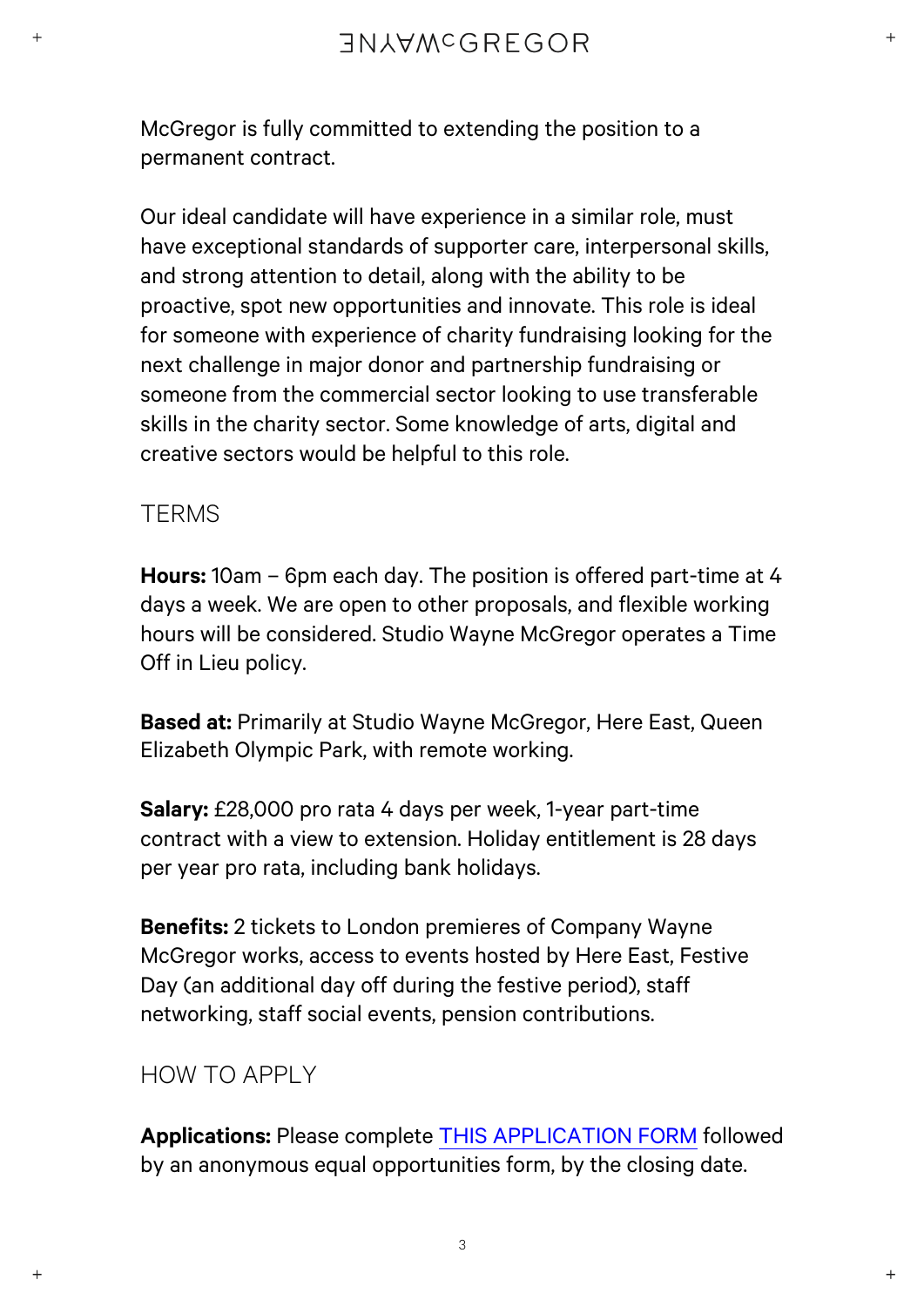McGregor is fully committed to extending the position to a permanent contract.

Our ideal candidate will have experience in a similar role, must have exceptional standards of supporter care, interpersonal skills, and strong attention to detail, along with the ability to be proactive, spot new opportunities and innovate. This role is ideal for someone with experience of charity fundraising looking for the next challenge in major donor and partnership fundraising or someone from the commercial sector looking to use transferable skills in the charity sector. Some knowledge of arts, digital and creative sectors would be helpful to this role.

## TERMS

**Hours:** 10am – 6pm each day. The position is offered part-time at 4 days a week. We are open to other proposals, and flexible working hours will be considered. Studio Wayne McGregor operates a Time Off in Lieu policy.

**Based at:** Primarily at Studio Wayne McGregor, Here East, Queen Elizabeth Olympic Park, with remote working.

**Salary:** £28,000 pro rata 4 days per week, 1-year part-time contract with a view to extension. Holiday entitlement is 28 days per year pro rata, including bank holidays.

**Benefits:** 2 tickets to London premieres of Company Wayne McGregor works, access to events hosted by Here East, Festive Day (an additional day off during the festive period), staff networking, staff social events, pension contributions.

## HOW TO APPLY

**Applications:** Please complete THIS APPLICATION FORM followed by an anonymous equal opportunities form, by the closing date.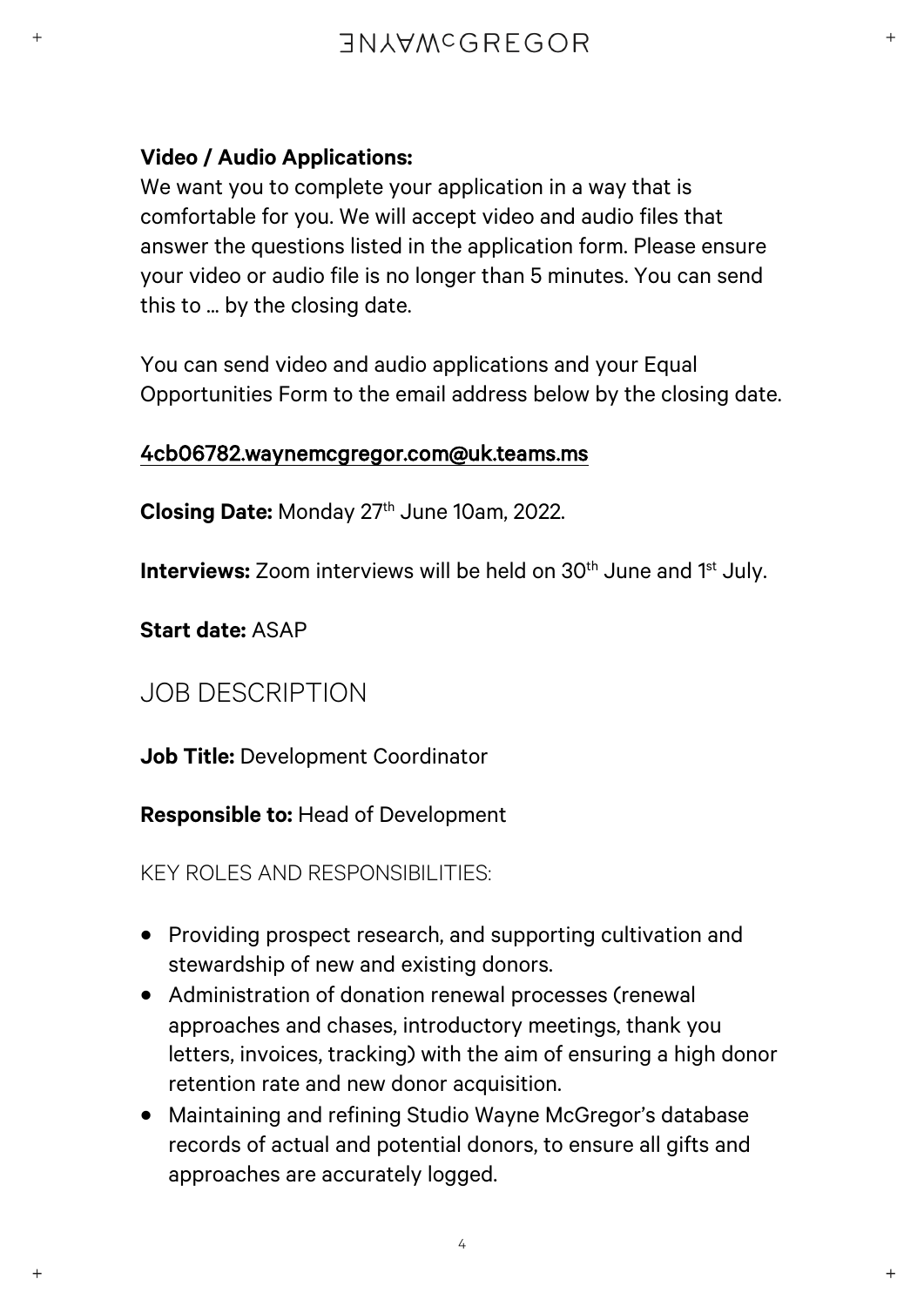**Video / Audio Applications:**
We want you to complete your application in a way that is comfortable for you. We will accept video and audio files that answer the questions listed in the application form. Please ensure your video or audio file is no longer than 5 minutes. You can send this to … by the closing date.

You can send video and audio applications and your Equal Opportunities Form to the email address below by the closing date.

4cb06782.waynemcgregor.com@uk.teams.ms

**Closing Date:** Monday 27th June 10am, 2022.

**Interviews:** Zoom interviews will be held on 30th June and 1st July.

**Start date:** ASAP

## JOB DESCRIPTION

**Job Title:** Development Coordinator

**Responsible to:** Head of Development

### KEY ROLES AND RESPONSIBILITIES:

- Providing prospect research, and supporting cultivation and stewardship of new and existing donors.
- Administration of donation renewal processes (renewal approaches and chases, introductory meetings, thank you letters, invoices, tracking) with the aim of ensuring a high donor retention rate and new donor acquisition.
- Maintaining and refining Studio Wayne McGregor's database records of actual and potential donors, to ensure all gifts and approaches are accurately logged.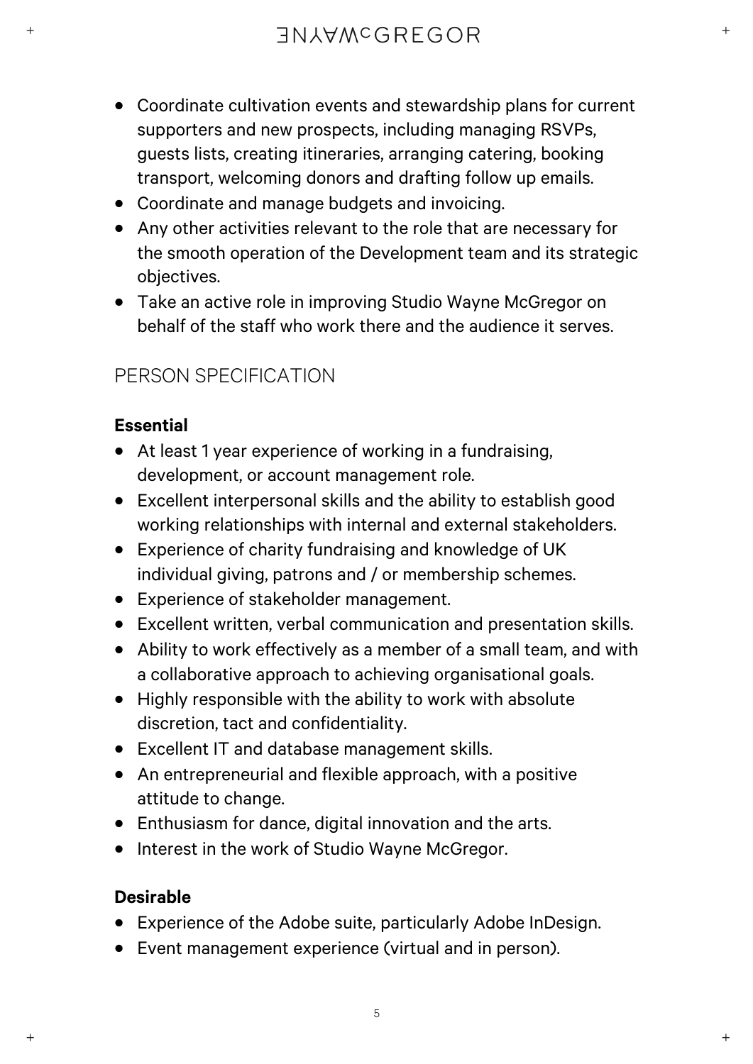- Coordinate cultivation events and stewardship plans for current supporters and new prospects, including managing RSVPs, guests lists, creating itineraries, arranging catering, booking transport, welcoming donors and drafting follow up emails.
- Coordinate and manage budgets and invoicing.
- Any other activities relevant to the role that are necessary for the smooth operation of the Development team and its strategic objectives.
- Take an active role in improving Studio Wayne McGregor on behalf of the staff who work there and the audience it serves.

## PERSON SPECIFICATION

**Essential**

- At least 1 year experience of working in a fundraising, development, or account management role.
- Excellent interpersonal skills and the ability to establish good working relationships with internal and external stakeholders.
- Experience of charity fundraising and knowledge of UK individual giving, patrons and / or membership schemes.
- Experience of stakeholder management.
- Excellent written, verbal communication and presentation skills.
- Ability to work effectively as a member of a small team, and with a collaborative approach to achieving organisational goals.
- Highly responsible with the ability to work with absolute discretion, tact and confidentiality.
- Excellent IT and database management skills.
- An entrepreneurial and flexible approach, with a positive attitude to change.
- Enthusiasm for dance, digital innovation and the arts.
- Interest in the work of Studio Wayne McGregor.

**Desirable**

- Experience of the Adobe suite, particularly Adobe InDesign.
- Event management experience (virtual and in person).